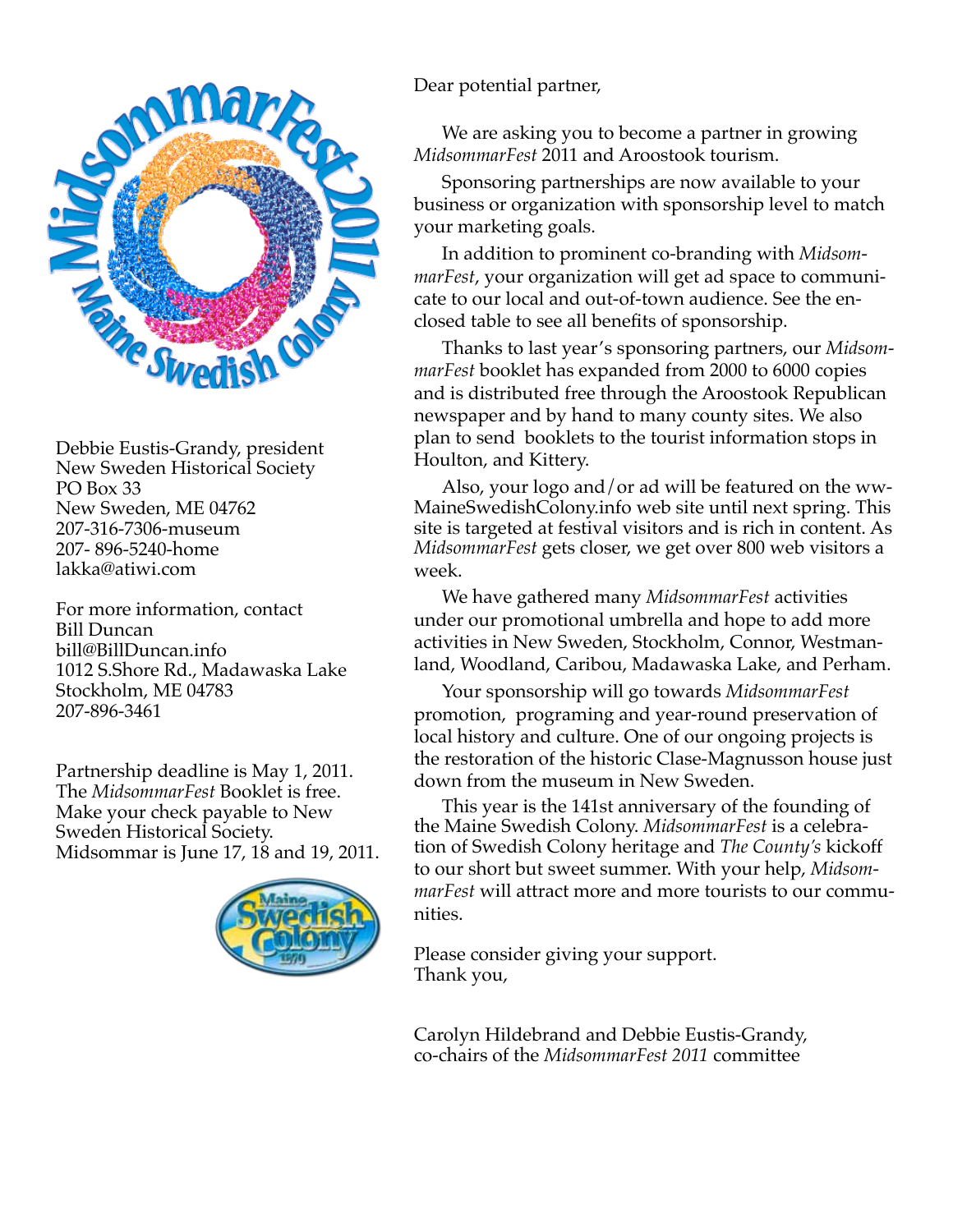Debbie Eustis-Grandy, president
New Sweden Historical Society
PO Box 33
New Sweden, ME 04762
207-316-7306-museum
207- 896-5240-home
lakka@atiwi.com

For more information, contact
Bill Duncan
bill@BillDuncan.info
1012 S.Shore Rd., Madawaska Lake
Stockholm, ME 04783
207-896-3461

Partnership deadline is May 1, 2011.
The *MidsommarFest* Booklet is free.
Make your check payable to New Sweden Historical Society.
Midsommar is June 17, 18 and 19, 2011.

Dear potential partner,

We are asking you to become a partner in growing *MidsommarFest* 2011 and Aroostook tourism.

Sponsoring partnerships are now available to your business or organization with sponsorship level to match your marketing goals.

In addition to prominent co-branding with *MidsommarFest*, your organization will get ad space to communicate to our local and out-of-town audience. See the enclosed table to see all benefits of sponsorship.

Thanks to last year's sponsoring partners, our *MidsommarFest* booklet has expanded from 2000 to 6000 copies and is distributed free through the Aroostook Republican newspaper and by hand to many county sites. We also plan to send booklets to the tourist information stops in Houlton, and Kittery.

Also, your logo and/or ad will be featured on the wwMaineSwedishColony.info web site until next spring. This site is targeted at festival visitors and is rich in content. As *MidsommarFest* gets closer, we get over 800 web visitors a week.

We have gathered many *MidsommarFest* activities under our promotional umbrella and hope to add more activities in New Sweden, Stockholm, Connor, Westmanland, Woodland, Caribou, Madawaska Lake, and Perham.

Your sponsorship will go towards *MidsommarFest* promotion, programing and year-round preservation of local history and culture. One of our ongoing projects is the restoration of the historic Clase-Magnusson house just down from the museum in New Sweden.

This year is the 141st anniversary of the founding of the Maine Swedish Colony. *MidsommarFest* is a celebration of Swedish Colony heritage and *The County's* kickoff to our short but sweet summer. With your help, *MidsommarFest* will attract more and more tourists to our communities.

Please consider giving your support.
Thank you,

Carolyn Hildebrand and Debbie Eustis-Grandy,
co-chairs of the *MidsommarFest 2011* committee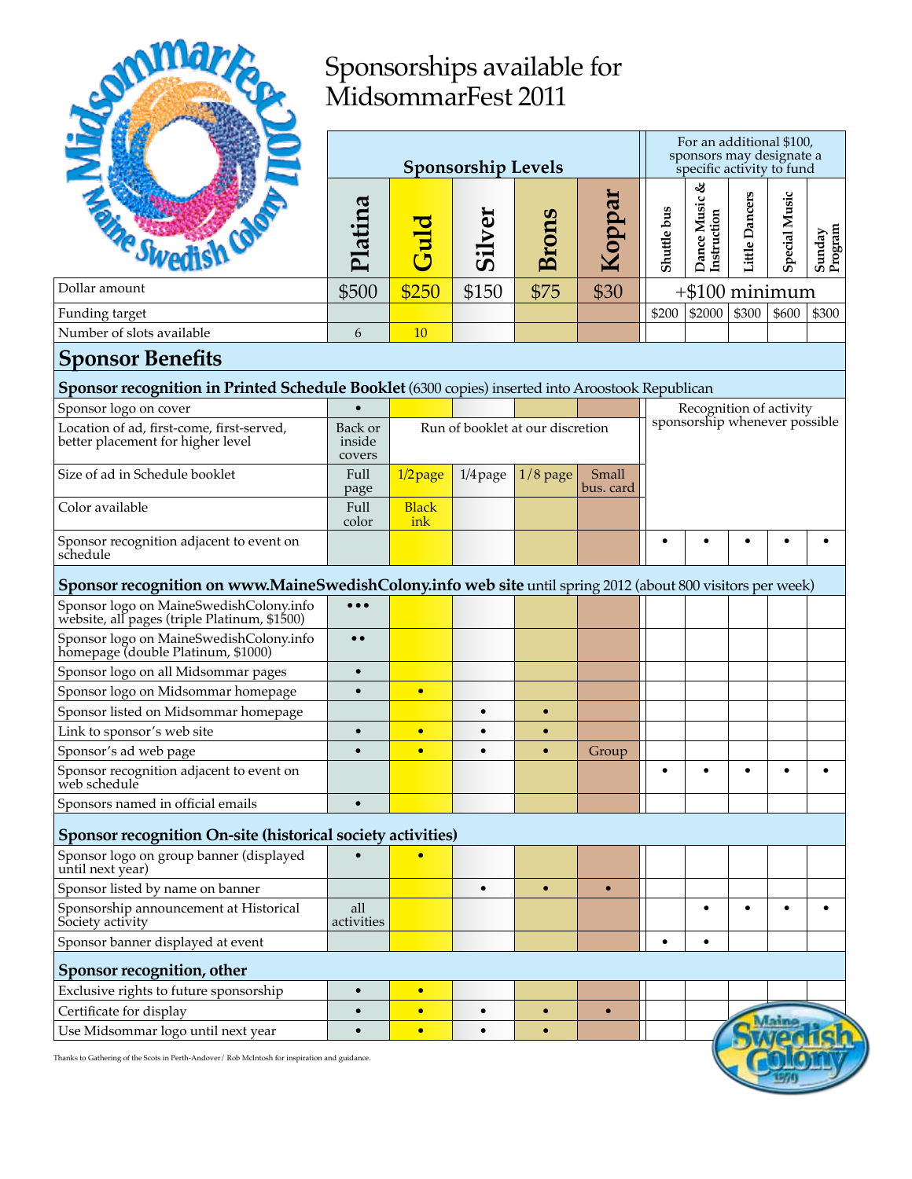# Sponsorships available for MidsommarFest 2011

| | Platina | Guld | Silver | Brons | Koppar | Shuttle bus | Dance Music & Instruction | Little Dancers | Special Music | Sunday Program |
|---|---|---|---|---|---|---|---|---|---|---|
| | **Sponsorship Levels** | | | | | For an additional $100, sponsors may designate a specific activity to fund | | | | |
| Dollar amount | $500 | $250 | $150 | $75 | $30 | +$100 minimum | | | | |
| Funding target | | | | | | $200 | $2000 | $300 | $600 | $300 |
| Number of slots available | 6 | 10 | | | | | | | | |
| **Sponsor Benefits** | | | | | | | | | | |
| **Sponsor recognition in Printed Schedule Booklet** (6300 copies) inserted into Aroostook Republican | | | | | | | | | | |
| Sponsor logo on cover | • | | | | | Recognition of activity sponsorship whenever possible | | | | |
| Location of ad, first-come, first-served, better placement for higher level | Back or inside covers | Run of booklet at our discretion | | | | | | | | |
| Size of ad in Schedule booklet | Full page | 1/2page | 1/4page | 1/8 page | Small bus. card | | | | | |
| Color available | Full color | Black ink | | | | | | | | |
| Sponsor recognition adjacent to event on schedule | | | | | | • | • | • | • | • |
| **Sponsor recognition on www.MaineSwedishColony.info web site** until spring 2012 (about 800 visitors per week) | | | | | | | | | | |
| Sponsor logo on MaineSwedishColony.info website, all pages (triple Platinum, $1500) | ••• | | | | | | | | | |
| Sponsor logo on MaineSwedishColony.info homepage (double Platinum, $1000) | •• | | | | | | | | | |
| Sponsor logo on all Midsommar pages | • | | | | | | | | | |
| Sponsor logo on Midsommar homepage | • | • | | | | | | | | |
| Sponsor listed on Midsommar homepage | | | • | • | | | | | | |
| Link to sponsor's web site | • | • | • | • | | | | | | |
| Sponsor's ad web page | • | • | • | • | Group | | | | | |
| Sponsor recognition adjacent to event on web schedule | | | | | | • | • | • | • | • |
| Sponsors named in official emails | • | | | | | | | | | |
| **Sponsor recognition On-site (historical society activities)** | | | | | | | | | | |
| Sponsor logo on group banner (displayed until next year) | • | • | | | | | | | | |
| Sponsor listed by name on banner | | | • | • | • | | | | | |
| Sponsorship announcement at Historical Society activity | all activities | | | | | | • | • | • | • |
| Sponsor banner displayed at event | | | | | | • | • | | | |
| **Sponsor recognition, other** | | | | | | | | | | |
| Exclusive rights to future sponsorship | • | • | | | | | | | | |
| Certificate for display | • | • | • | • | • | | | | | |
| Use Midsommar logo until next year | • | • | • | • | | | | | | |

Thanks to Gathering of the Scots in Perth-Andover/ Rob McIntosh for inspiration and guidance.